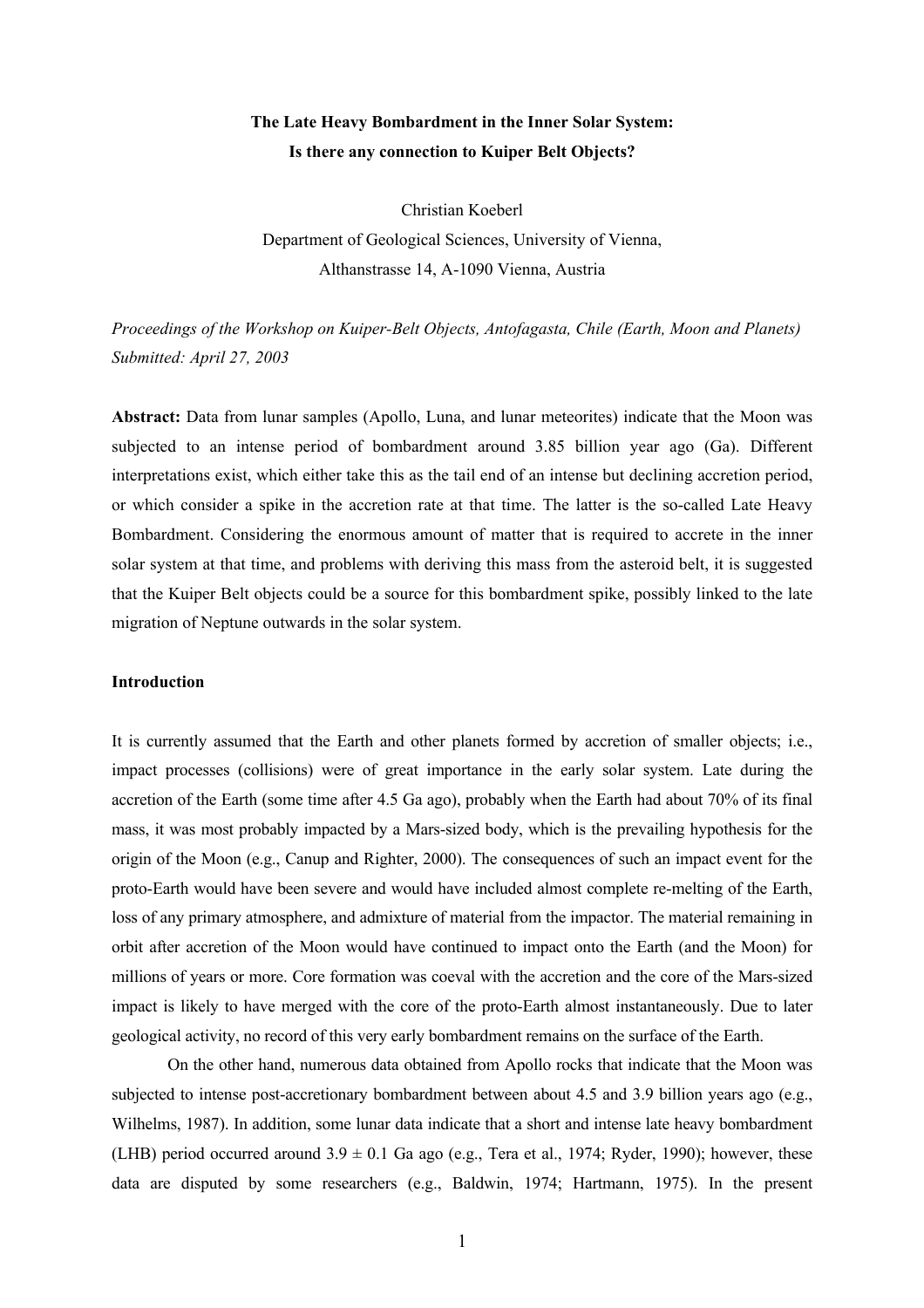# The Late Heavy Bombardment in the Inner Solar System: Is there any connection to Kuiper Belt Objects?

Christian Koeberl

Department of Geological Sciences, University of Vienna,

Althanstrasse 14, A-1090 Vienna, Austria

*Proceedings of the Workshop on Kuiper-Belt Objects, Antofagasta, Chile (Earth, Moon and Planets)*
*Submitted: April 27, 2003*

**Abstract:** Data from lunar samples (Apollo, Luna, and lunar meteorites) indicate that the Moon was subjected to an intense period of bombardment around 3.85 billion year ago (Ga). Different interpretations exist, which either take this as the tail end of an intense but declining accretion period, or which consider a spike in the accretion rate at that time. The latter is the so-called Late Heavy Bombardment. Considering the enormous amount of matter that is required to accrete in the inner solar system at that time, and problems with deriving this mass from the asteroid belt, it is suggested that the Kuiper Belt objects could be a source for this bombardment spike, possibly linked to the late migration of Neptune outwards in the solar system.

## Introduction

It is currently assumed that the Earth and other planets formed by accretion of smaller objects; i.e., impact processes (collisions) were of great importance in the early solar system. Late during the accretion of the Earth (some time after 4.5 Ga ago), probably when the Earth had about 70% of its final mass, it was most probably impacted by a Mars-sized body, which is the prevailing hypothesis for the origin of the Moon (e.g., Canup and Righter, 2000). The consequences of such an impact event for the proto-Earth would have been severe and would have included almost complete re-melting of the Earth, loss of any primary atmosphere, and admixture of material from the impactor. The material remaining in orbit after accretion of the Moon would have continued to impact onto the Earth (and the Moon) for millions of years or more. Core formation was coeval with the accretion and the core of the Mars-sized impact is likely to have merged with the core of the proto-Earth almost instantaneously. Due to later geological activity, no record of this very early bombardment remains on the surface of the Earth.

On the other hand, numerous data obtained from Apollo rocks that indicate that the Moon was subjected to intense post-accretionary bombardment between about 4.5 and 3.9 billion years ago (e.g., Wilhelms, 1987). In addition, some lunar data indicate that a short and intense late heavy bombardment (LHB) period occurred around 3.9 ± 0.1 Ga ago (e.g., Tera et al., 1974; Ryder, 1990); however, these data are disputed by some researchers (e.g., Baldwin, 1974; Hartmann, 1975). In the present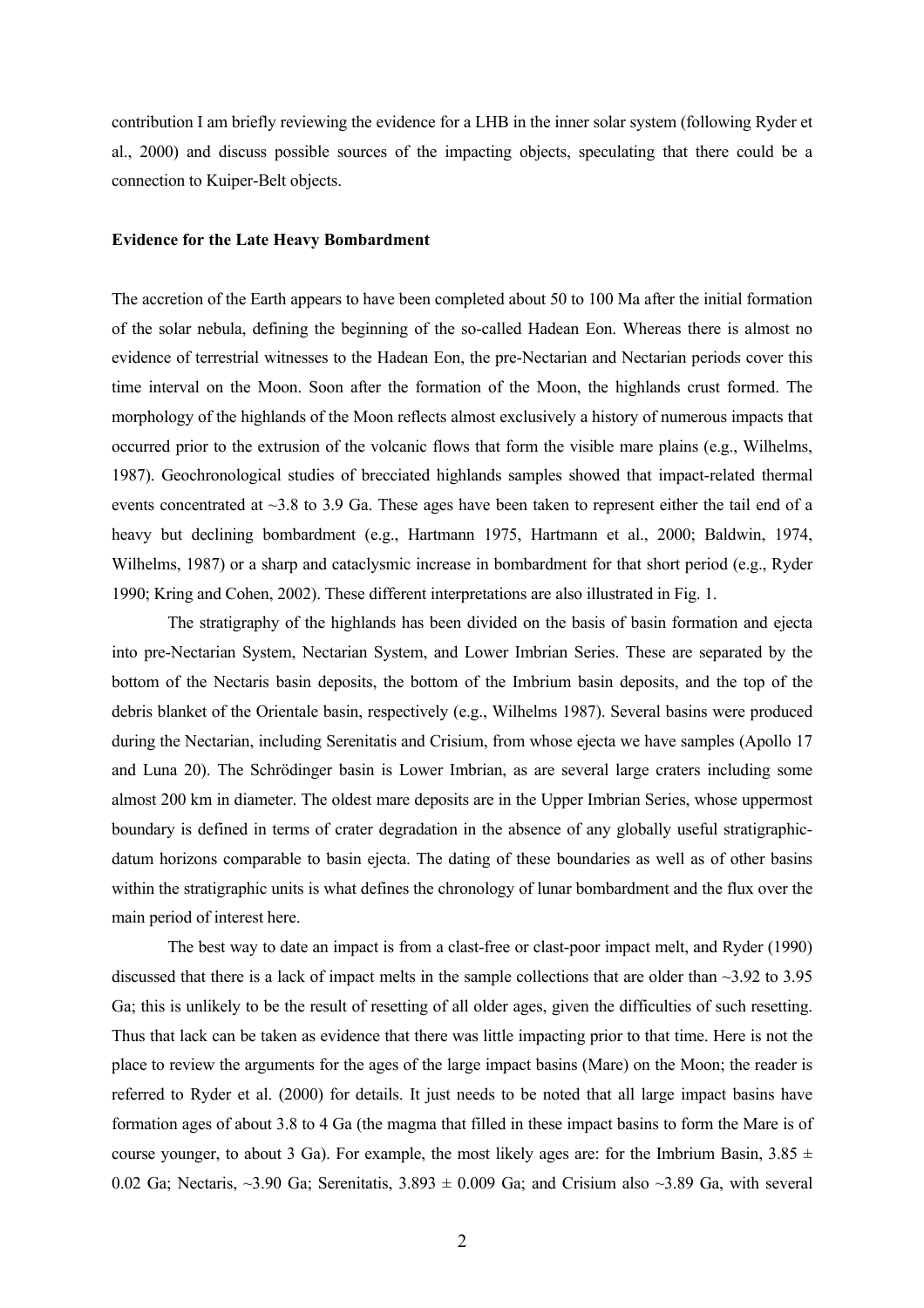contribution I am briefly reviewing the evidence for a LHB in the inner solar system (following Ryder et al., 2000) and discuss possible sources of the impacting objects, speculating that there could be a connection to Kuiper-Belt objects.

## Evidence for the Late Heavy Bombardment

The accretion of the Earth appears to have been completed about 50 to 100 Ma after the initial formation of the solar nebula, defining the beginning of the so-called Hadean Eon. Whereas there is almost no evidence of terrestrial witnesses to the Hadean Eon, the pre-Nectarian and Nectarian periods cover this time interval on the Moon. Soon after the formation of the Moon, the highlands crust formed. The morphology of the highlands of the Moon reflects almost exclusively a history of numerous impacts that occurred prior to the extrusion of the volcanic flows that form the visible mare plains (e.g., Wilhelms, 1987). Geochronological studies of brecciated highlands samples showed that impact-related thermal events concentrated at ~3.8 to 3.9 Ga. These ages have been taken to represent either the tail end of a heavy but declining bombardment (e.g., Hartmann 1975, Hartmann et al., 2000; Baldwin, 1974, Wilhelms, 1987) or a sharp and cataclysmic increase in bombardment for that short period (e.g., Ryder 1990; Kring and Cohen, 2002). These different interpretations are also illustrated in Fig. 1.

The stratigraphy of the highlands has been divided on the basis of basin formation and ejecta into pre-Nectarian System, Nectarian System, and Lower Imbrian Series. These are separated by the bottom of the Nectaris basin deposits, the bottom of the Imbrium basin deposits, and the top of the debris blanket of the Orientale basin, respectively (e.g., Wilhelms 1987). Several basins were produced during the Nectarian, including Serenitatis and Crisium, from whose ejecta we have samples (Apollo 17 and Luna 20). The Schrödinger basin is Lower Imbrian, as are several large craters including some almost 200 km in diameter. The oldest mare deposits are in the Upper Imbrian Series, whose uppermost boundary is defined in terms of crater degradation in the absence of any globally useful stratigraphic-datum horizons comparable to basin ejecta. The dating of these boundaries as well as of other basins within the stratigraphic units is what defines the chronology of lunar bombardment and the flux over the main period of interest here.

The best way to date an impact is from a clast-free or clast-poor impact melt, and Ryder (1990) discussed that there is a lack of impact melts in the sample collections that are older than ~3.92 to 3.95 Ga; this is unlikely to be the result of resetting of all older ages, given the difficulties of such resetting. Thus that lack can be taken as evidence that there was little impacting prior to that time. Here is not the place to review the arguments for the ages of the large impact basins (Mare) on the Moon; the reader is referred to Ryder et al. (2000) for details. It just needs to be noted that all large impact basins have formation ages of about 3.8 to 4 Ga (the magma that filled in these impact basins to form the Mare is of course younger, to about 3 Ga). For example, the most likely ages are: for the Imbrium Basin, $3.85 \pm 0.02$ Ga; Nectaris, ~3.90 Ga; Serenitatis, $3.893 \pm 0.009$ Ga; and Crisium also ~3.89 Ga, with several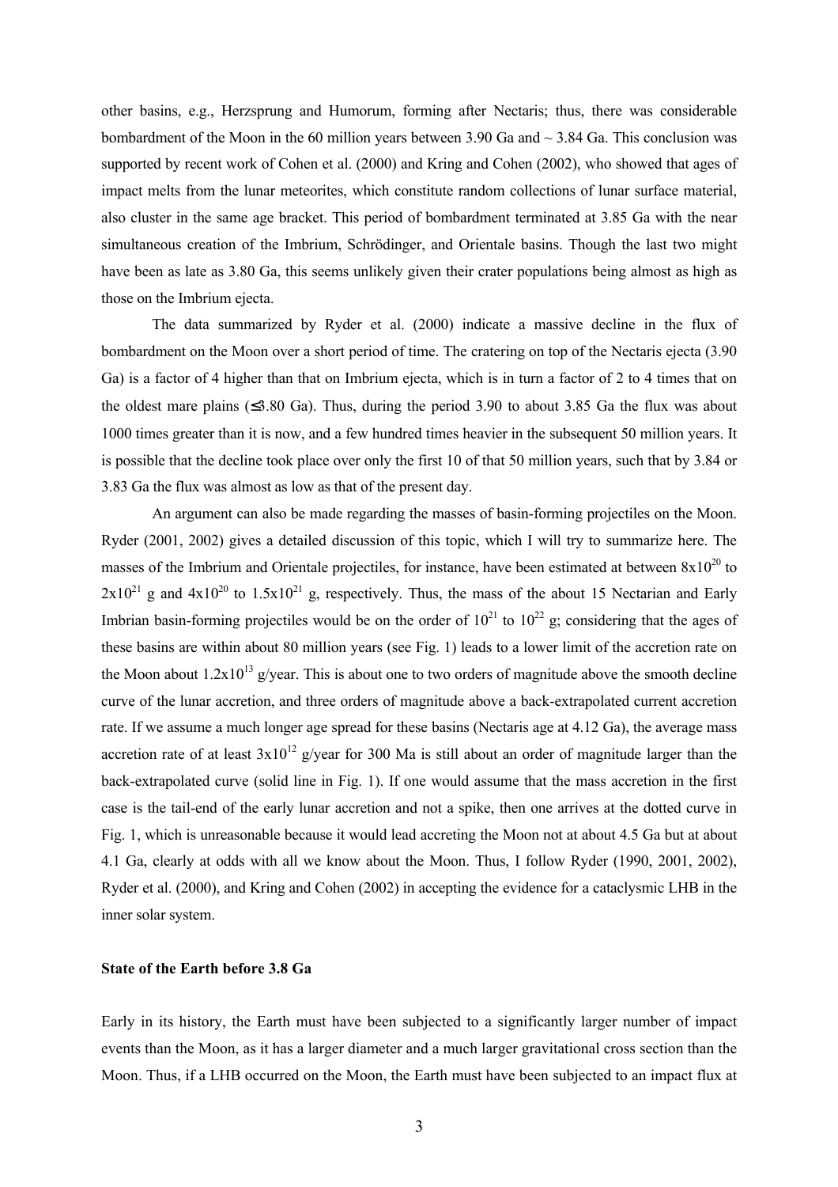other basins, e.g., Herzsprung and Humorum, forming after Nectaris; thus, there was considerable bombardment of the Moon in the 60 million years between 3.90 Ga and ~ 3.84 Ga. This conclusion was supported by recent work of Cohen et al. (2000) and Kring and Cohen (2002), who showed that ages of impact melts from the lunar meteorites, which constitute random collections of lunar surface material, also cluster in the same age bracket. This period of bombardment terminated at 3.85 Ga with the near simultaneous creation of the Imbrium, Schrödinger, and Orientale basins. Though the last two might have been as late as 3.80 Ga, this seems unlikely given their crater populations being almost as high as those on the Imbrium ejecta.

The data summarized by Ryder et al. (2000) indicate a massive decline in the flux of bombardment on the Moon over a short period of time. The cratering on top of the Nectaris ejecta (3.90 Ga) is a factor of 4 higher than that on Imbrium ejecta, which is in turn a factor of 2 to 4 times that on the oldest mare plains (≤3.80 Ga). Thus, during the period 3.90 to about 3.85 Ga the flux was about 1000 times greater than it is now, and a few hundred times heavier in the subsequent 50 million years. It is possible that the decline took place over only the first 10 of that 50 million years, such that by 3.84 or 3.83 Ga the flux was almost as low as that of the present day.

An argument can also be made regarding the masses of basin-forming projectiles on the Moon. Ryder (2001, 2002) gives a detailed discussion of this topic, which I will try to summarize here. The masses of the Imbrium and Orientale projectiles, for instance, have been estimated at between $8 \times 10^{20}$ to $2 \times 10^{21}$ g and $4 \times 10^{20}$ to $1.5 \times 10^{21}$ g, respectively. Thus, the mass of the about 15 Nectarian and Early Imbrian basin-forming projectiles would be on the order of $10^{21}$ to $10^{22}$ g; considering that the ages of these basins are within about 80 million years (see Fig. 1) leads to a lower limit of the accretion rate on the Moon about $1.2 \times 10^{13}$ g/year. This is about one to two orders of magnitude above the smooth decline curve of the lunar accretion, and three orders of magnitude above a back-extrapolated current accretion rate. If we assume a much longer age spread for these basins (Nectaris age at 4.12 Ga), the average mass accretion rate of at least $3 \times 10^{12}$ g/year for 300 Ma is still about an order of magnitude larger than the back-extrapolated curve (solid line in Fig. 1). If one would assume that the mass accretion in the first case is the tail-end of the early lunar accretion and not a spike, then one arrives at the dotted curve in Fig. 1, which is unreasonable because it would lead accreting the Moon not at about 4.5 Ga but at about 4.1 Ga, clearly at odds with all we know about the Moon. Thus, I follow Ryder (1990, 2001, 2002), Ryder et al. (2000), and Kring and Cohen (2002) in accepting the evidence for a cataclysmic LHB in the inner solar system.

**State of the Earth before 3.8 Ga**

Early in its history, the Earth must have been subjected to a significantly larger number of impact events than the Moon, as it has a larger diameter and a much larger gravitational cross section than the Moon. Thus, if a LHB occurred on the Moon, the Earth must have been subjected to an impact flux at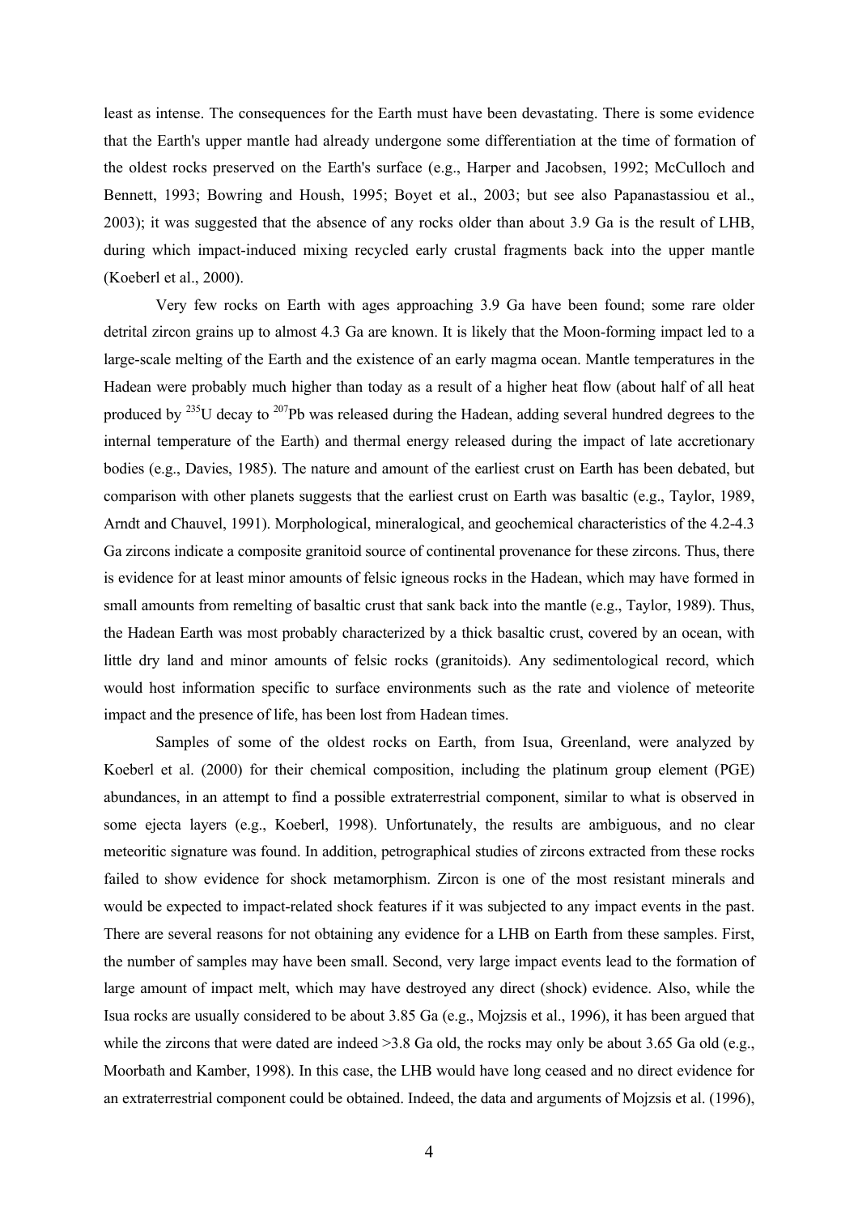least as intense. The consequences for the Earth must have been devastating. There is some evidence that the Earth's upper mantle had already undergone some differentiation at the time of formation of the oldest rocks preserved on the Earth's surface (e.g., Harper and Jacobsen, 1992; McCulloch and Bennett, 1993; Bowring and Housh, 1995; Boyet et al., 2003; but see also Papanastassiou et al., 2003); it was suggested that the absence of any rocks older than about 3.9 Ga is the result of LHB, during which impact-induced mixing recycled early crustal fragments back into the upper mantle (Koeberl et al., 2000).

Very few rocks on Earth with ages approaching 3.9 Ga have been found; some rare older detrital zircon grains up to almost 4.3 Ga are known. It is likely that the Moon-forming impact led to a large-scale melting of the Earth and the existence of an early magma ocean. Mantle temperatures in the Hadean were probably much higher than today as a result of a higher heat flow (about half of all heat produced by $^{235}U$ decay to $^{207}Pb$ was released during the Hadean, adding several hundred degrees to the internal temperature of the Earth) and thermal energy released during the impact of late accretionary bodies (e.g., Davies, 1985). The nature and amount of the earliest crust on Earth has been debated, but comparison with other planets suggests that the earliest crust on Earth was basaltic (e.g., Taylor, 1989, Arndt and Chauvel, 1991). Morphological, mineralogical, and geochemical characteristics of the 4.2-4.3 Ga zircons indicate a composite granitoid source of continental provenance for these zircons. Thus, there is evidence for at least minor amounts of felsic igneous rocks in the Hadean, which may have formed in small amounts from remelting of basaltic crust that sank back into the mantle (e.g., Taylor, 1989). Thus, the Hadean Earth was most probably characterized by a thick basaltic crust, covered by an ocean, with little dry land and minor amounts of felsic rocks (granitoids). Any sedimentological record, which would host information specific to surface environments such as the rate and violence of meteorite impact and the presence of life, has been lost from Hadean times.

Samples of some of the oldest rocks on Earth, from Isua, Greenland, were analyzed by Koeberl et al. (2000) for their chemical composition, including the platinum group element (PGE) abundances, in an attempt to find a possible extraterrestrial component, similar to what is observed in some ejecta layers (e.g., Koeberl, 1998). Unfortunately, the results are ambiguous, and no clear meteoritic signature was found. In addition, petrographical studies of zircons extracted from these rocks failed to show evidence for shock metamorphism. Zircon is one of the most resistant minerals and would be expected to impact-related shock features if it was subjected to any impact events in the past. There are several reasons for not obtaining any evidence for a LHB on Earth from these samples. First, the number of samples may have been small. Second, very large impact events lead to the formation of large amount of impact melt, which may have destroyed any direct (shock) evidence. Also, while the Isua rocks are usually considered to be about 3.85 Ga (e.g., Mojzsis et al., 1996), it has been argued that while the zircons that were dated are indeed >3.8 Ga old, the rocks may only be about 3.65 Ga old (e.g., Moorbath and Kamber, 1998). In this case, the LHB would have long ceased and no direct evidence for an extraterrestrial component could be obtained. Indeed, the data and arguments of Mojzsis et al. (1996),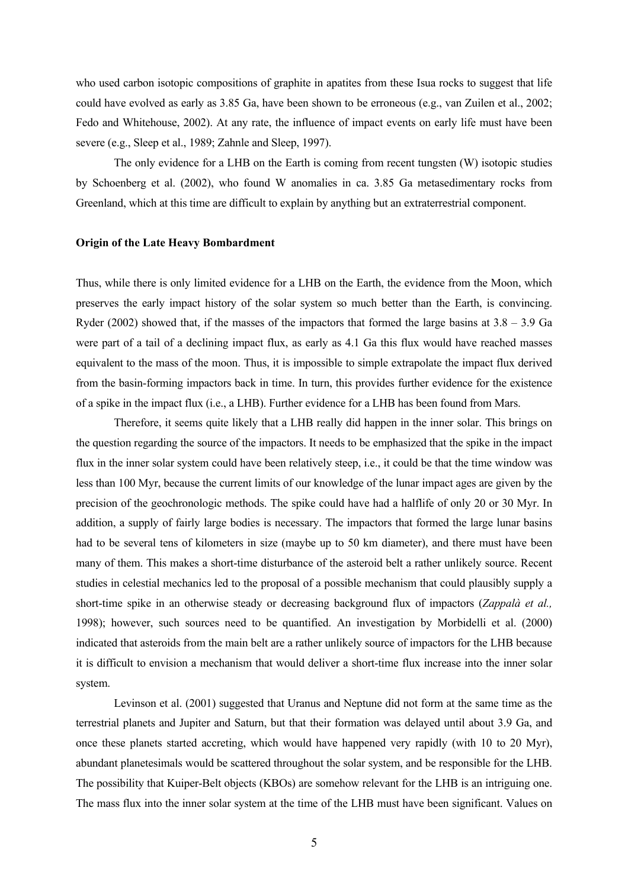who used carbon isotopic compositions of graphite in apatites from these Isua rocks to suggest that life could have evolved as early as 3.85 Ga, have been shown to be erroneous (e.g., van Zuilen et al., 2002; Fedo and Whitehouse, 2002). At any rate, the influence of impact events on early life must have been severe (e.g., Sleep et al., 1989; Zahnle and Sleep, 1997).

The only evidence for a LHB on the Earth is coming from recent tungsten (W) isotopic studies by Schoenberg et al. (2002), who found W anomalies in ca. 3.85 Ga metasedimentary rocks from Greenland, which at this time are difficult to explain by anything but an extraterrestrial component.

**Origin of the Late Heavy Bombardment**

Thus, while there is only limited evidence for a LHB on the Earth, the evidence from the Moon, which preserves the early impact history of the solar system so much better than the Earth, is convincing. Ryder (2002) showed that, if the masses of the impactors that formed the large basins at 3.8 – 3.9 Ga were part of a tail of a declining impact flux, as early as 4.1 Ga this flux would have reached masses equivalent to the mass of the moon. Thus, it is impossible to simple extrapolate the impact flux derived from the basin-forming impactors back in time. In turn, this provides further evidence for the existence of a spike in the impact flux (i.e., a LHB). Further evidence for a LHB has been found from Mars.

Therefore, it seems quite likely that a LHB really did happen in the inner solar. This brings on the question regarding the source of the impactors. It needs to be emphasized that the spike in the impact flux in the inner solar system could have been relatively steep, i.e., it could be that the time window was less than 100 Myr, because the current limits of our knowledge of the lunar impact ages are given by the precision of the geochronologic methods. The spike could have had a halflife of only 20 or 30 Myr. In addition, a supply of fairly large bodies is necessary. The impactors that formed the large lunar basins had to be several tens of kilometers in size (maybe up to 50 km diameter), and there must have been many of them. This makes a short-time disturbance of the asteroid belt a rather unlikely source. Recent studies in celestial mechanics led to the proposal of a possible mechanism that could plausibly supply a short-time spike in an otherwise steady or decreasing background flux of impactors (*Zappalà et al.,* 1998); however, such sources need to be quantified. An investigation by Morbidelli et al. (2000) indicated that asteroids from the main belt are a rather unlikely source of impactors for the LHB because it is difficult to envision a mechanism that would deliver a short-time flux increase into the inner solar system.

Levinson et al. (2001) suggested that Uranus and Neptune did not form at the same time as the terrestrial planets and Jupiter and Saturn, but that their formation was delayed until about 3.9 Ga, and once these planets started accreting, which would have happened very rapidly (with 10 to 20 Myr), abundant planetesimals would be scattered throughout the solar system, and be responsible for the LHB. The possibility that Kuiper-Belt objects (KBOs) are somehow relevant for the LHB is an intriguing one. The mass flux into the inner solar system at the time of the LHB must have been significant. Values on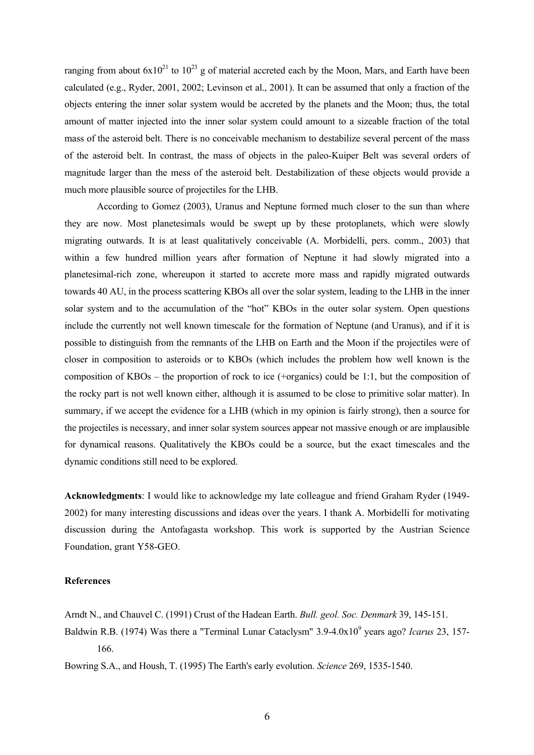ranging from about $6x10^{21}$ to $10^{23}$ g of material accreted each by the Moon, Mars, and Earth have been calculated (e.g., Ryder, 2001, 2002; Levinson et al., 2001). It can be assumed that only a fraction of the objects entering the inner solar system would be accreted by the planets and the Moon; thus, the total amount of matter injected into the inner solar system could amount to a sizeable fraction of the total mass of the asteroid belt. There is no conceivable mechanism to destabilize several percent of the mass of the asteroid belt. In contrast, the mass of objects in the paleo-Kuiper Belt was several orders of magnitude larger than the mess of the asteroid belt. Destabilization of these objects would provide a much more plausible source of projectiles for the LHB.

According to Gomez (2003), Uranus and Neptune formed much closer to the sun than where they are now. Most planetesimals would be swept up by these protoplanets, which were slowly migrating outwards. It is at least qualitatively conceivable (A. Morbidelli, pers. comm., 2003) that within a few hundred million years after formation of Neptune it had slowly migrated into a planetesimal-rich zone, whereupon it started to accrete more mass and rapidly migrated outwards towards 40 AU, in the process scattering KBOs all over the solar system, leading to the LHB in the inner solar system and to the accumulation of the "hot" KBOs in the outer solar system. Open questions include the currently not well known timescale for the formation of Neptune (and Uranus), and if it is possible to distinguish from the remnants of the LHB on Earth and the Moon if the projectiles were of closer in composition to asteroids or to KBOs (which includes the problem how well known is the composition of KBOs – the proportion of rock to ice (+organics) could be 1:1, but the composition of the rocky part is not well known either, although it is assumed to be close to primitive solar matter). In summary, if we accept the evidence for a LHB (which in my opinion is fairly strong), then a source for the projectiles is necessary, and inner solar system sources appear not massive enough or are implausible for dynamical reasons. Qualitatively the KBOs could be a source, but the exact timescales and the dynamic conditions still need to be explored.

**Acknowledgments**: I would like to acknowledge my late colleague and friend Graham Ryder (1949-2002) for many interesting discussions and ideas over the years. I thank A. Morbidelli for motivating discussion during the Antofagasta workshop. This work is supported by the Austrian Science Foundation, grant Y58-GEO.

**References**

Arndt N., and Chauvel C. (1991) Crust of the Hadean Earth. *Bull. geol. Soc. Denmark* 39, 145-151.

Baldwin R.B. (1974) Was there a "Terminal Lunar Cataclysm" $3.9\text{-}4.0x10^{9}$ years ago? *Icarus* 23, 157-166.

Bowring S.A., and Housh, T. (1995) The Earth's early evolution. *Science* 269, 1535-1540.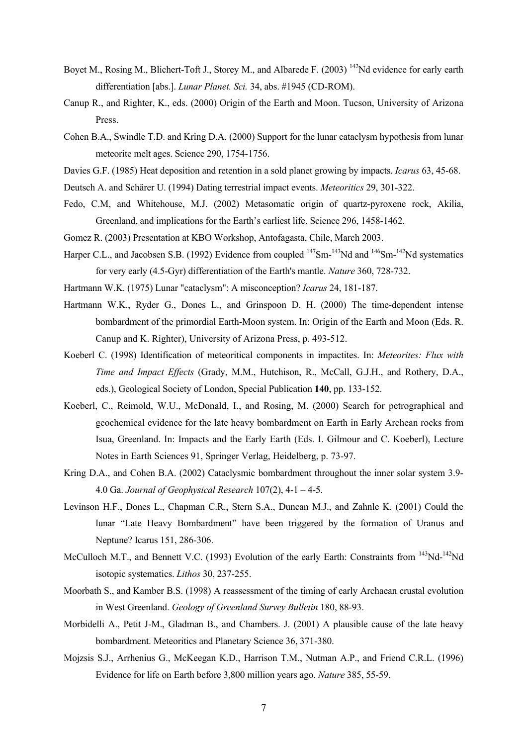Boyet M., Rosing M., Blichert-Toft J., Storey M., and Albarede F. (2003) $^{142}$Nd evidence for early earth differentiation [abs.]. *Lunar Planet. Sci.* 34, abs. #1945 (CD-ROM).

Canup R., and Righter, K., eds. (2000) Origin of the Earth and Moon. Tucson, University of Arizona Press.

Cohen B.A., Swindle T.D. and Kring D.A. (2000) Support for the lunar cataclysm hypothesis from lunar meteorite melt ages. Science 290, 1754-1756.

Davies G.F. (1985) Heat deposition and retention in a sold planet growing by impacts. *Icarus* 63, 45-68.

Deutsch A. and Schärer U. (1994) Dating terrestrial impact events. *Meteoritics* 29, 301-322.

Fedo, C.M, and Whitehouse, M.J. (2002) Metasomatic origin of quartz-pyroxene rock, Akilia, Greenland, and implications for the Earth's earliest life. Science 296, 1458-1462.

Gomez R. (2003) Presentation at KBO Workshop, Antofagasta, Chile, March 2003.

Harper C.L., and Jacobsen S.B. (1992) Evidence from coupled $^{147}$Sm-$^{143}$Nd and $^{146}$Sm-$^{142}$Nd systematics for very early (4.5-Gyr) differentiation of the Earth's mantle. *Nature* 360, 728-732.

Hartmann W.K. (1975) Lunar "cataclysm": A misconception? *Icarus* 24, 181-187.

Hartmann W.K., Ryder G., Dones L., and Grinspoon D. H. (2000) The time-dependent intense bombardment of the primordial Earth-Moon system. In: Origin of the Earth and Moon (Eds. R. Canup and K. Righter), University of Arizona Press, p. 493-512.

Koeberl C. (1998) Identification of meteoritical components in impactites. In: *Meteorites: Flux with Time and Impact Effects* (Grady, M.M., Hutchison, R., McCall, G.J.H., and Rothery, D.A., eds.), Geological Society of London, Special Publication **140**, pp. 133-152.

Koeberl, C., Reimold, W.U., McDonald, I., and Rosing, M. (2000) Search for petrographical and geochemical evidence for the late heavy bombardment on Earth in Early Archean rocks from Isua, Greenland. In: Impacts and the Early Earth (Eds. I. Gilmour and C. Koeberl), Lecture Notes in Earth Sciences 91, Springer Verlag, Heidelberg, p. 73-97.

Kring D.A., and Cohen B.A. (2002) Cataclysmic bombardment throughout the inner solar system 3.9-4.0 Ga. *Journal of Geophysical Research* 107(2), 4-1 – 4-5.

Levinson H.F., Dones L., Chapman C.R., Stern S.A., Duncan M.J., and Zahnle K. (2001) Could the lunar "Late Heavy Bombardment" have been triggered by the formation of Uranus and Neptune? Icarus 151, 286-306.

McCulloch M.T., and Bennett V.C. (1993) Evolution of the early Earth: Constraints from $^{143}$Nd-$^{142}$Nd isotopic systematics. *Lithos* 30, 237-255.

Moorbath S., and Kamber B.S. (1998) A reassessment of the timing of early Archaean crustal evolution in West Greenland. *Geology of Greenland Survey Bulletin* 180, 88-93.

Morbidelli A., Petit J-M., Gladman B., and Chambers. J. (2001) A plausible cause of the late heavy bombardment. Meteoritics and Planetary Science 36, 371-380.

Mojzsis S.J., Arrhenius G., McKeegan K.D., Harrison T.M., Nutman A.P., and Friend C.R.L. (1996) Evidence for life on Earth before 3,800 million years ago. *Nature* 385, 55-59.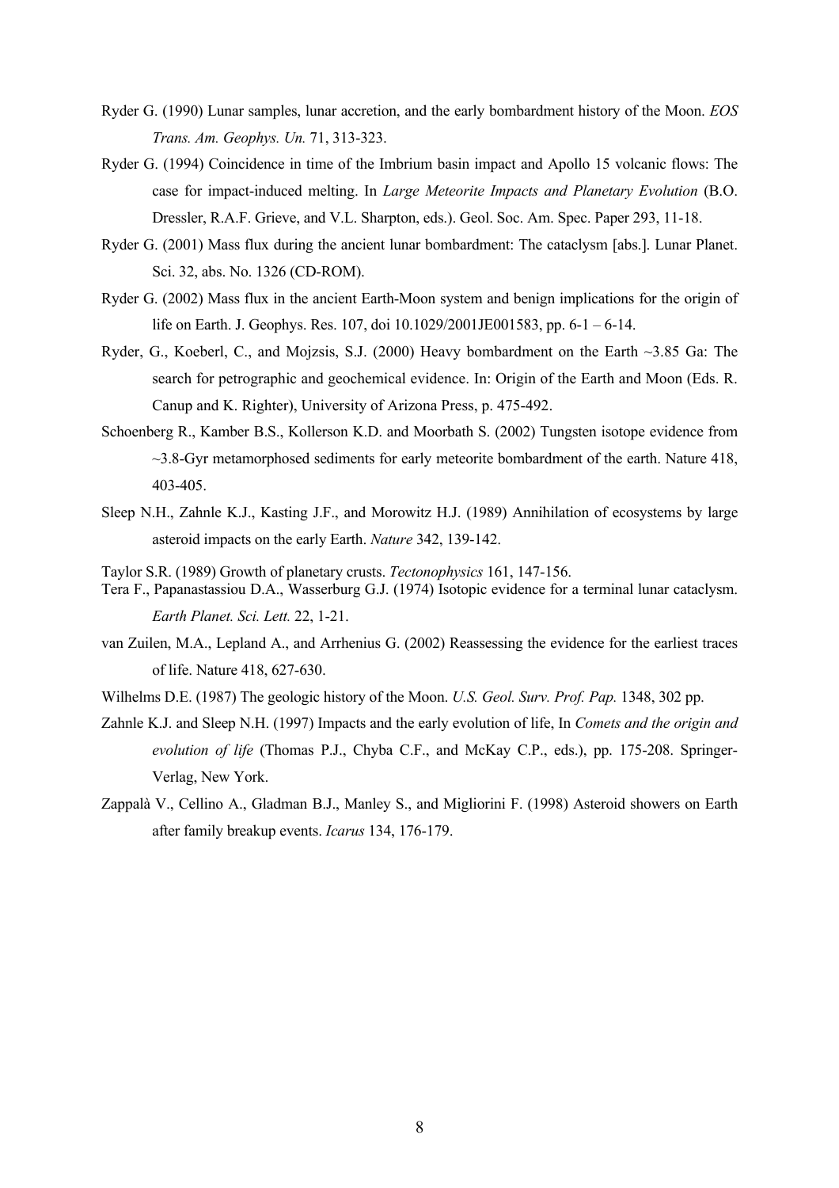Ryder G. (1990) Lunar samples, lunar accretion, and the early bombardment history of the Moon. *EOS Trans. Am. Geophys. Un.* 71, 313-323.

Ryder G. (1994) Coincidence in time of the Imbrium basin impact and Apollo 15 volcanic flows: The case for impact-induced melting. In *Large Meteorite Impacts and Planetary Evolution* (B.O. Dressler, R.A.F. Grieve, and V.L. Sharpton, eds.). Geol. Soc. Am. Spec. Paper 293, 11-18.

Ryder G. (2001) Mass flux during the ancient lunar bombardment: The cataclysm [abs.]. Lunar Planet. Sci. 32, abs. No. 1326 (CD-ROM).

Ryder G. (2002) Mass flux in the ancient Earth-Moon system and benign implications for the origin of life on Earth. J. Geophys. Res. 107, doi 10.1029/2001JE001583, pp. 6-1 – 6-14.

Ryder, G., Koeberl, C., and Mojzsis, S.J. (2000) Heavy bombardment on the Earth ~3.85 Ga: The search for petrographic and geochemical evidence. In: Origin of the Earth and Moon (Eds. R. Canup and K. Righter), University of Arizona Press, p. 475-492.

Schoenberg R., Kamber B.S., Kollerson K.D. and Moorbath S. (2002) Tungsten isotope evidence from ~3.8-Gyr metamorphosed sediments for early meteorite bombardment of the earth. Nature 418, 403-405.

Sleep N.H., Zahnle K.J., Kasting J.F., and Morowitz H.J. (1989) Annihilation of ecosystems by large asteroid impacts on the early Earth. *Nature* 342, 139-142.

Taylor S.R. (1989) Growth of planetary crusts. *Tectonophysics* 161, 147-156.

Tera F., Papanastassiou D.A., Wasserburg G.J. (1974) Isotopic evidence for a terminal lunar cataclysm. *Earth Planet. Sci. Lett.* 22, 1-21.

van Zuilen, M.A., Lepland A., and Arrhenius G. (2002) Reassessing the evidence for the earliest traces of life. Nature 418, 627-630.

Wilhelms D.E. (1987) The geologic history of the Moon. *U.S. Geol. Surv. Prof. Pap.* 1348, 302 pp.

Zahnle K.J. and Sleep N.H. (1997) Impacts and the early evolution of life, In *Comets and the origin and evolution of life* (Thomas P.J., Chyba C.F., and McKay C.P., eds.), pp. 175-208. Springer-Verlag, New York.

Zappalà V., Cellino A., Gladman B.J., Manley S., and Migliorini F. (1998) Asteroid showers on Earth after family breakup events. *Icarus* 134, 176-179.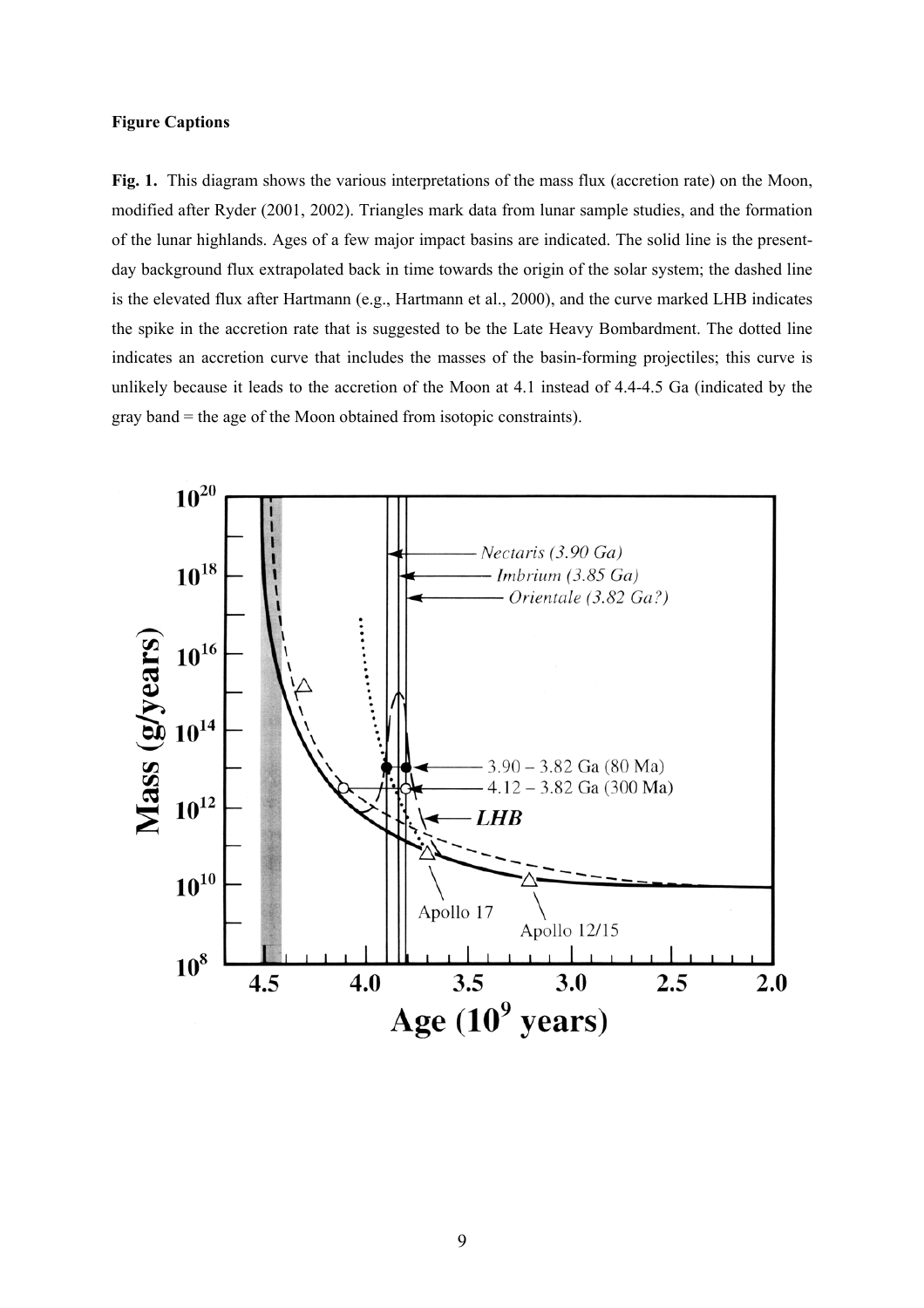**Figure Captions**

**Fig. 1.** This diagram shows the various interpretations of the mass flux (accretion rate) on the Moon, modified after Ryder (2001, 2002). Triangles mark data from lunar sample studies, and the formation of the lunar highlands. Ages of a few major impact basins are indicated. The solid line is the present-day background flux extrapolated back in time towards the origin of the solar system; the dashed line is the elevated flux after Hartmann (e.g., Hartmann et al., 2000), and the curve marked LHB indicates the spike in the accretion rate that is suggested to be the Late Heavy Bombardment. The dotted line indicates an accretion curve that includes the masses of the basin-forming projectiles; this curve is unlikely because it leads to the accretion of the Moon at 4.1 instead of 4.4-4.5 Ga (indicated by the gray band = the age of the Moon obtained from isotopic constraints).

Nectaris (3.90 Ga)
Imbrium (3.85 Ga)
Orientale (3.82 Ga?)
3.90 – 3.82 Ga (80 Ma)
4.12 – 3.82 Ga (300 Ma)
LHB
Apollo 17
Apollo 12/15
Mass (g/years)
$10^{20}$
$10^{18}$
$10^{16}$
$10^{14}$
$10^{12}$
$10^{10}$
$10^{8}$
4.5
4.0
3.5
3.0
2.5
2.0
Age ($10^9$ years)